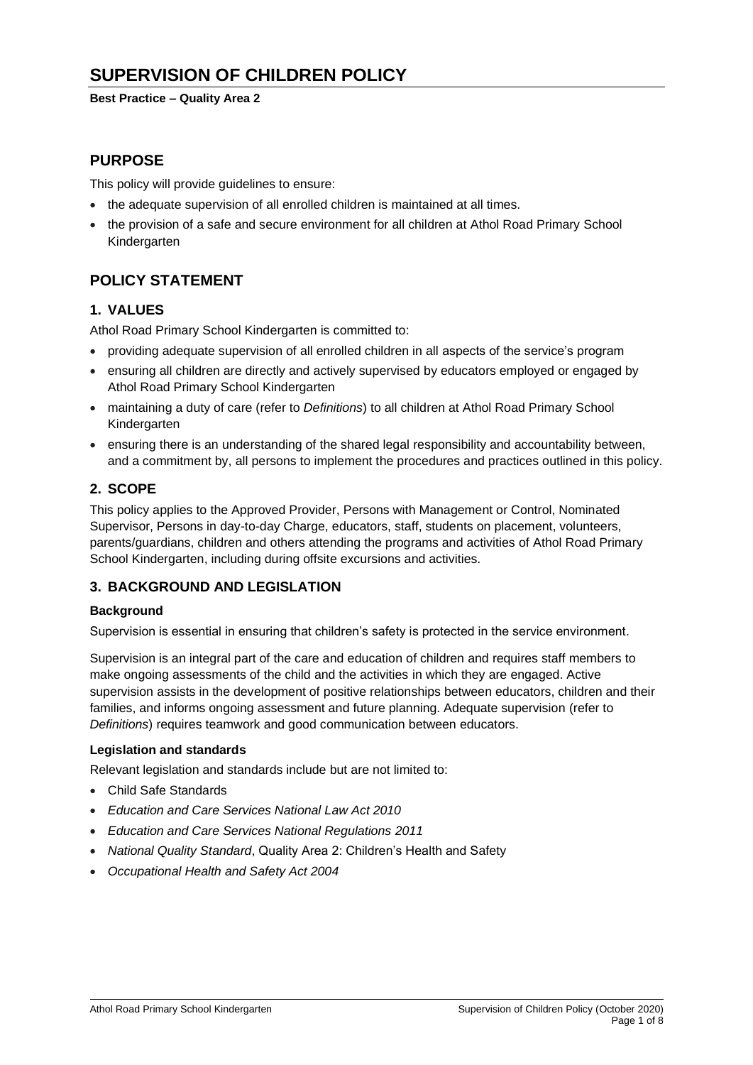# SUPERVISION OF CHILDREN POLICY

**Best Practice – Quality Area 2**

## PURPOSE

This policy will provide guidelines to ensure:

- the adequate supervision of all enrolled children is maintained at all times.
- the provision of a safe and secure environment for all children at Athol Road Primary School Kindergarten

## POLICY STATEMENT

### 1. VALUES

Athol Road Primary School Kindergarten is committed to:

- providing adequate supervision of all enrolled children in all aspects of the service's program
- ensuring all children are directly and actively supervised by educators employed or engaged by Athol Road Primary School Kindergarten
- maintaining a duty of care (refer to *Definitions*) to all children at Athol Road Primary School Kindergarten
- ensuring there is an understanding of the shared legal responsibility and accountability between, and a commitment by, all persons to implement the procedures and practices outlined in this policy.

### 2. SCOPE

This policy applies to the Approved Provider, Persons with Management or Control, Nominated Supervisor, Persons in day-to-day Charge, educators, staff, students on placement, volunteers, parents/guardians, children and others attending the programs and activities of Athol Road Primary School Kindergarten, including during offsite excursions and activities.

### 3. BACKGROUND AND LEGISLATION

**Background**

Supervision is essential in ensuring that children's safety is protected in the service environment.

Supervision is an integral part of the care and education of children and requires staff members to make ongoing assessments of the child and the activities in which they are engaged. Active supervision assists in the development of positive relationships between educators, children and their families, and informs ongoing assessment and future planning. Adequate supervision (refer to *Definitions*) requires teamwork and good communication between educators.

**Legislation and standards**

Relevant legislation and standards include but are not limited to:

- Child Safe Standards
- *Education and Care Services National Law Act 2010*
- *Education and Care Services National Regulations 2011*
- *National Quality Standard*, Quality Area 2: Children's Health and Safety
- *Occupational Health and Safety Act 2004*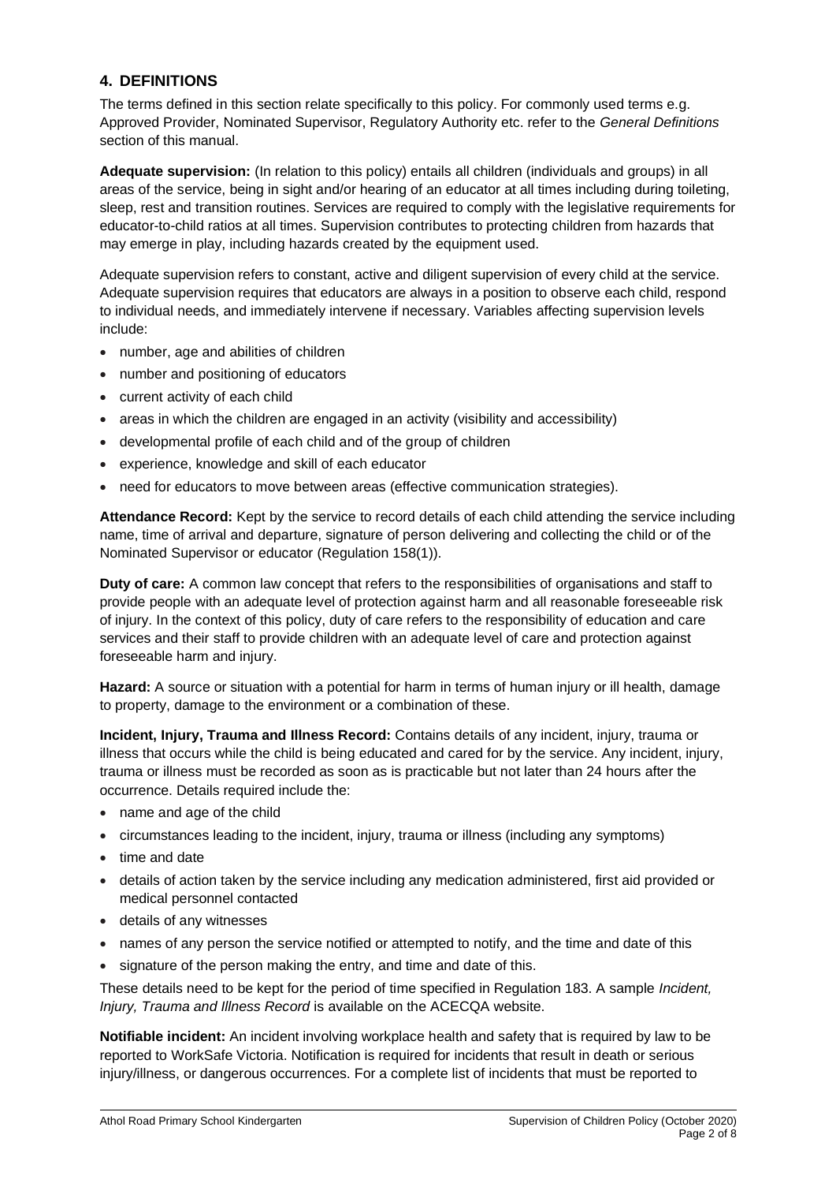## 4. DEFINITIONS

The terms defined in this section relate specifically to this policy. For commonly used terms e.g. Approved Provider, Nominated Supervisor, Regulatory Authority etc. refer to the *General Definitions* section of this manual.

**Adequate supervision:** (In relation to this policy) entails all children (individuals and groups) in all areas of the service, being in sight and/or hearing of an educator at all times including during toileting, sleep, rest and transition routines. Services are required to comply with the legislative requirements for educator-to-child ratios at all times. Supervision contributes to protecting children from hazards that may emerge in play, including hazards created by the equipment used.

Adequate supervision refers to constant, active and diligent supervision of every child at the service. Adequate supervision requires that educators are always in a position to observe each child, respond to individual needs, and immediately intervene if necessary. Variables affecting supervision levels include:

- number, age and abilities of children
- number and positioning of educators
- current activity of each child
- areas in which the children are engaged in an activity (visibility and accessibility)
- developmental profile of each child and of the group of children
- experience, knowledge and skill of each educator
- need for educators to move between areas (effective communication strategies).

**Attendance Record:** Kept by the service to record details of each child attending the service including name, time of arrival and departure, signature of person delivering and collecting the child or of the Nominated Supervisor or educator (Regulation 158(1)).

**Duty of care:** A common law concept that refers to the responsibilities of organisations and staff to provide people with an adequate level of protection against harm and all reasonable foreseeable risk of injury. In the context of this policy, duty of care refers to the responsibility of education and care services and their staff to provide children with an adequate level of care and protection against foreseeable harm and injury.

**Hazard:** A source or situation with a potential for harm in terms of human injury or ill health, damage to property, damage to the environment or a combination of these.

**Incident, Injury, Trauma and Illness Record:** Contains details of any incident, injury, trauma or illness that occurs while the child is being educated and cared for by the service. Any incident, injury, trauma or illness must be recorded as soon as is practicable but not later than 24 hours after the occurrence. Details required include the:

- name and age of the child
- circumstances leading to the incident, injury, trauma or illness (including any symptoms)
- time and date
- details of action taken by the service including any medication administered, first aid provided or medical personnel contacted
- details of any witnesses
- names of any person the service notified or attempted to notify, and the time and date of this
- signature of the person making the entry, and time and date of this.

These details need to be kept for the period of time specified in Regulation 183. A sample *Incident, Injury, Trauma and Illness Record* is available on the ACECQA website.

**Notifiable incident:** An incident involving workplace health and safety that is required by law to be reported to WorkSafe Victoria. Notification is required for incidents that result in death or serious injury/illness, or dangerous occurrences. For a complete list of incidents that must be reported to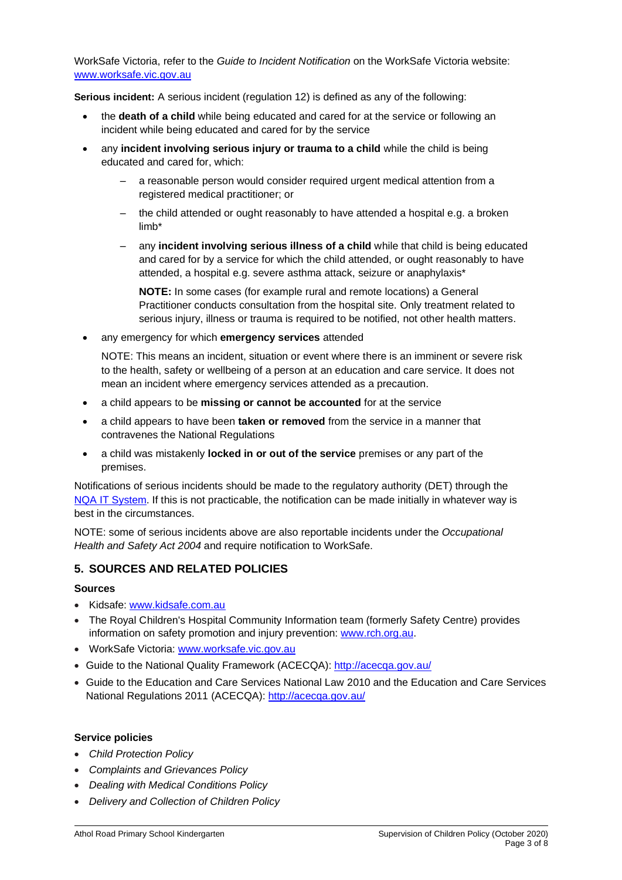WorkSafe Victoria, refer to the *Guide to Incident Notification* on the WorkSafe Victoria website: [www.worksafe.vic.gov.au](http://www.worksafe.vic.gov.au)

**Serious incident:** A serious incident (regulation 12) is defined as any of the following:

- the **death of a child** while being educated and cared for at the service or following an incident while being educated and cared for by the service
- any **incident involving serious injury or trauma to a child** while the child is being educated and cared for, which:
  - a reasonable person would consider required urgent medical attention from a registered medical practitioner; or
  - the child attended or ought reasonably to have attended a hospital e.g. a broken limb*
  - any **incident involving serious illness of a child** while that child is being educated and cared for by a service for which the child attended, or ought reasonably to have attended, a hospital e.g. severe asthma attack, seizure or anaphylaxis*

    **NOTE:** In some cases (for example rural and remote locations) a General Practitioner conducts consultation from the hospital site. Only treatment related to serious injury, illness or trauma is required to be notified, not other health matters.
- any emergency for which **emergency services** attended

  NOTE: This means an incident, situation or event where there is an imminent or severe risk to the health, safety or wellbeing of a person at an education and care service. It does not mean an incident where emergency services attended as a precaution.
- a child appears to be **missing or cannot be accounted** for at the service
- a child appears to have been **taken or removed** from the service in a manner that contravenes the National Regulations
- a child was mistakenly **locked in or out of the service** premises or any part of the premises.

Notifications of serious incidents should be made to the regulatory authority (DET) through the [NQA IT System](). If this is not practicable, the notification can be made initially in whatever way is best in the circumstances.

NOTE: some of serious incidents above are also reportable incidents under the *Occupational Health and Safety Act 2004* and require notification to WorkSafe.

## 5. SOURCES AND RELATED POLICIES

### Sources

- Kidsafe: [www.kidsafe.com.au](http://www.kidsafe.com.au)
- The Royal Children's Hospital Community Information team (formerly Safety Centre) provides information on safety promotion and injury prevention: [www.rch.org.au](http://www.rch.org.au).
- WorkSafe Victoria: [www.worksafe.vic.gov.au](http://www.worksafe.vic.gov.au)
- Guide to the National Quality Framework (ACECQA): [http://acecqa.gov.au/](http://acecqa.gov.au/)
- Guide to the Education and Care Services National Law 2010 and the Education and Care Services National Regulations 2011 (ACECQA): [http://acecqa.gov.au/](http://acecqa.gov.au/)

### Service policies

- *Child Protection Policy*
- *Complaints and Grievances Policy*
- *Dealing with Medical Conditions Policy*
- *Delivery and Collection of Children Policy*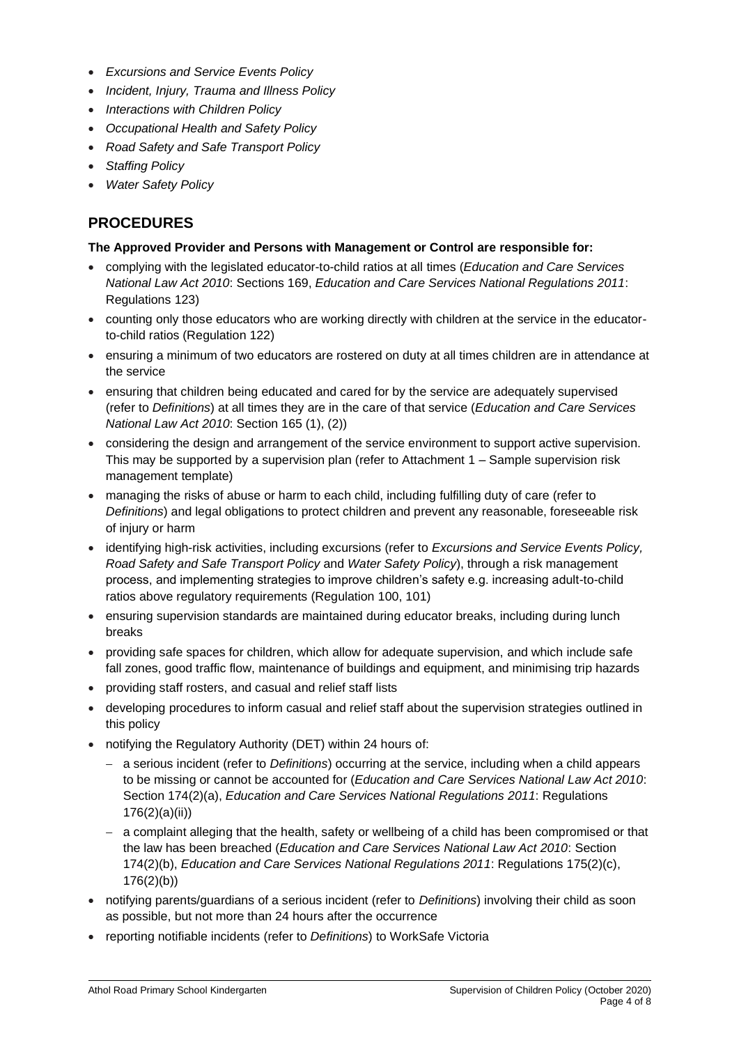- *Excursions and Service Events Policy*
- *Incident, Injury, Trauma and Illness Policy*
- *Interactions with Children Policy*
- *Occupational Health and Safety Policy*
- *Road Safety and Safe Transport Policy*
- *Staffing Policy*
- *Water Safety Policy*

## PROCEDURES

**The Approved Provider and Persons with Management or Control are responsible for:**

- complying with the legislated educator-to-child ratios at all times (*Education and Care Services National Law Act 2010*: Sections 169, *Education and Care Services National Regulations 2011*: Regulations 123)
- counting only those educators who are working directly with children at the service in the educator-to-child ratios (Regulation 122)
- ensuring a minimum of two educators are rostered on duty at all times children are in attendance at the service
- ensuring that children being educated and cared for by the service are adequately supervised (refer to *Definitions*) at all times they are in the care of that service (*Education and Care Services National Law Act 2010*: Section 165 (1), (2))
- considering the design and arrangement of the service environment to support active supervision. This may be supported by a supervision plan (refer to Attachment 1 – Sample supervision risk management template)
- managing the risks of abuse or harm to each child, including fulfilling duty of care (refer to *Definitions*) and legal obligations to protect children and prevent any reasonable, foreseeable risk of injury or harm
- identifying high-risk activities, including excursions (refer to *Excursions and Service Events Policy, Road Safety and Safe Transport Policy* and *Water Safety Policy*), through a risk management process, and implementing strategies to improve children's safety e.g. increasing adult-to-child ratios above regulatory requirements (Regulation 100, 101)
- ensuring supervision standards are maintained during educator breaks, including during lunch breaks
- providing safe spaces for children, which allow for adequate supervision, and which include safe fall zones, good traffic flow, maintenance of buildings and equipment, and minimising trip hazards
- providing staff rosters, and casual and relief staff lists
- developing procedures to inform casual and relief staff about the supervision strategies outlined in this policy
- notifying the Regulatory Authority (DET) within 24 hours of:
  - a serious incident (refer to *Definitions*) occurring at the service, including when a child appears to be missing or cannot be accounted for (*Education and Care Services National Law Act 2010*: Section 174(2)(a), *Education and Care Services National Regulations 2011*: Regulations 176(2)(a)(ii))
  - a complaint alleging that the health, safety or wellbeing of a child has been compromised or that the law has been breached (*Education and Care Services National Law Act 2010*: Section 174(2)(b), *Education and Care Services National Regulations 2011*: Regulations 175(2)(c), 176(2)(b))
- notifying parents/guardians of a serious incident (refer to *Definitions*) involving their child as soon as possible, but not more than 24 hours after the occurrence
- reporting notifiable incidents (refer to *Definitions*) to WorkSafe Victoria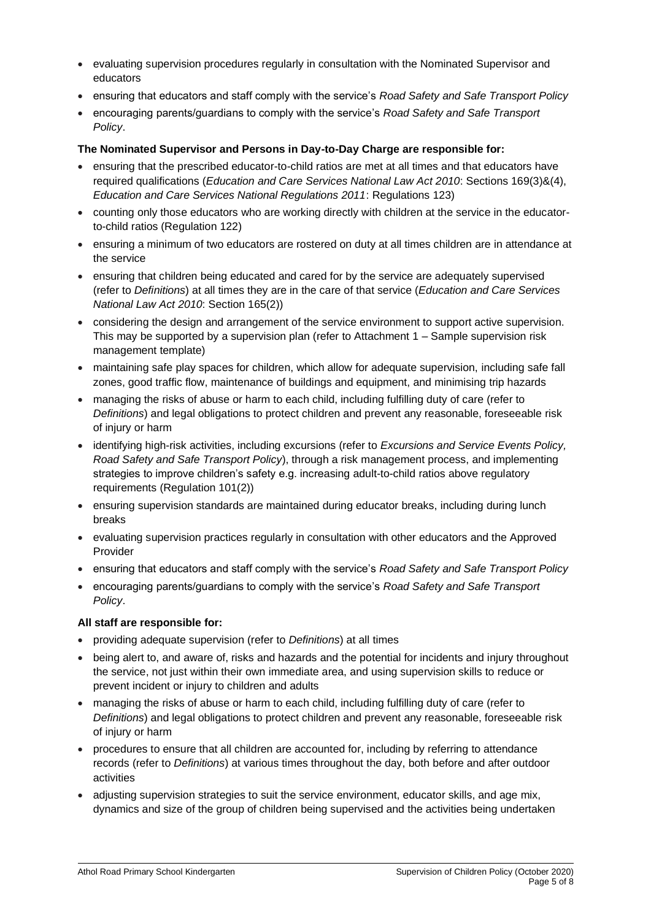- evaluating supervision procedures regularly in consultation with the Nominated Supervisor and educators
- ensuring that educators and staff comply with the service's *Road Safety and Safe Transport Policy*
- encouraging parents/guardians to comply with the service's *Road Safety and Safe Transport Policy*.

**The Nominated Supervisor and Persons in Day-to-Day Charge are responsible for:**

- ensuring that the prescribed educator-to-child ratios are met at all times and that educators have required qualifications (*Education and Care Services National Law Act 2010*: Sections 169(3)&(4), *Education and Care Services National Regulations 2011*: Regulations 123)
- counting only those educators who are working directly with children at the service in the educator-to-child ratios (Regulation 122)
- ensuring a minimum of two educators are rostered on duty at all times children are in attendance at the service
- ensuring that children being educated and cared for by the service are adequately supervised (refer to *Definitions*) at all times they are in the care of that service (*Education and Care Services National Law Act 2010*: Section 165(2))
- considering the design and arrangement of the service environment to support active supervision. This may be supported by a supervision plan (refer to Attachment 1 – Sample supervision risk management template)
- maintaining safe play spaces for children, which allow for adequate supervision, including safe fall zones, good traffic flow, maintenance of buildings and equipment, and minimising trip hazards
- managing the risks of abuse or harm to each child, including fulfilling duty of care (refer to *Definitions*) and legal obligations to protect children and prevent any reasonable, foreseeable risk of injury or harm
- identifying high-risk activities, including excursions (refer to *Excursions and Service Events Policy, Road Safety and Safe Transport Policy*), through a risk management process, and implementing strategies to improve children's safety e.g. increasing adult-to-child ratios above regulatory requirements (Regulation 101(2))
- ensuring supervision standards are maintained during educator breaks, including during lunch breaks
- evaluating supervision practices regularly in consultation with other educators and the Approved Provider
- ensuring that educators and staff comply with the service's *Road Safety and Safe Transport Policy*
- encouraging parents/guardians to comply with the service's *Road Safety and Safe Transport Policy*.

**All staff are responsible for:**

- providing adequate supervision (refer to *Definitions*) at all times
- being alert to, and aware of, risks and hazards and the potential for incidents and injury throughout the service, not just within their own immediate area, and using supervision skills to reduce or prevent incident or injury to children and adults
- managing the risks of abuse or harm to each child, including fulfilling duty of care (refer to *Definitions*) and legal obligations to protect children and prevent any reasonable, foreseeable risk of injury or harm
- procedures to ensure that all children are accounted for, including by referring to attendance records (refer to *Definitions*) at various times throughout the day, both before and after outdoor activities
- adjusting supervision strategies to suit the service environment, educator skills, and age mix, dynamics and size of the group of children being supervised and the activities being undertaken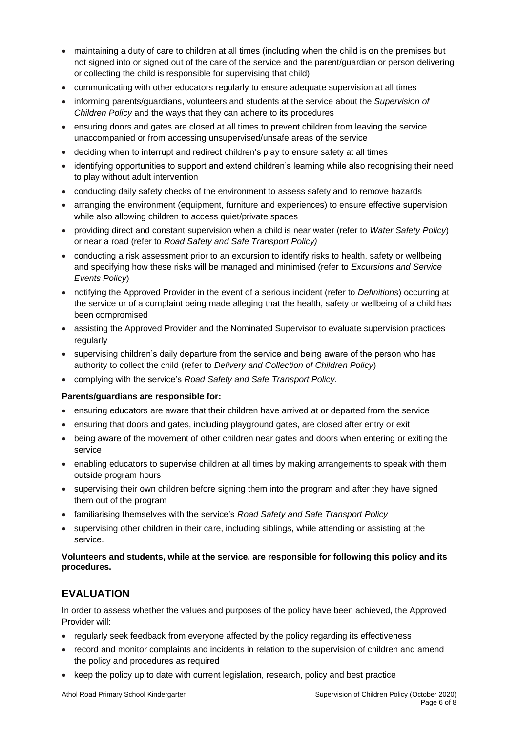- maintaining a duty of care to children at all times (including when the child is on the premises but not signed into or signed out of the care of the service and the parent/guardian or person delivering or collecting the child is responsible for supervising that child)
- communicating with other educators regularly to ensure adequate supervision at all times
- informing parents/guardians, volunteers and students at the service about the *Supervision of Children Policy* and the ways that they can adhere to its procedures
- ensuring doors and gates are closed at all times to prevent children from leaving the service unaccompanied or from accessing unsupervised/unsafe areas of the service
- deciding when to interrupt and redirect children's play to ensure safety at all times
- identifying opportunities to support and extend children's learning while also recognising their need to play without adult intervention
- conducting daily safety checks of the environment to assess safety and to remove hazards
- arranging the environment (equipment, furniture and experiences) to ensure effective supervision while also allowing children to access quiet/private spaces
- providing direct and constant supervision when a child is near water (refer to *Water Safety Policy*) or near a road (refer to *Road Safety and Safe Transport Policy)*
- conducting a risk assessment prior to an excursion to identify risks to health, safety or wellbeing and specifying how these risks will be managed and minimised (refer to *Excursions and Service Events Policy*)
- notifying the Approved Provider in the event of a serious incident (refer to *Definitions*) occurring at the service or of a complaint being made alleging that the health, safety or wellbeing of a child has been compromised
- assisting the Approved Provider and the Nominated Supervisor to evaluate supervision practices regularly
- supervising children's daily departure from the service and being aware of the person who has authority to collect the child (refer to *Delivery and Collection of Children Policy*)
- complying with the service's *Road Safety and Safe Transport Policy*.

**Parents/guardians are responsible for:**

- ensuring educators are aware that their children have arrived at or departed from the service
- ensuring that doors and gates, including playground gates, are closed after entry or exit
- being aware of the movement of other children near gates and doors when entering or exiting the service
- enabling educators to supervise children at all times by making arrangements to speak with them outside program hours
- supervising their own children before signing them into the program and after they have signed them out of the program
- familiarising themselves with the service's *Road Safety and Safe Transport Policy*
- supervising other children in their care, including siblings, while attending or assisting at the service.

**Volunteers and students, while at the service, are responsible for following this policy and its procedures.**

## EVALUATION

In order to assess whether the values and purposes of the policy have been achieved, the Approved Provider will:

- regularly seek feedback from everyone affected by the policy regarding its effectiveness
- record and monitor complaints and incidents in relation to the supervision of children and amend the policy and procedures as required
- keep the policy up to date with current legislation, research, policy and best practice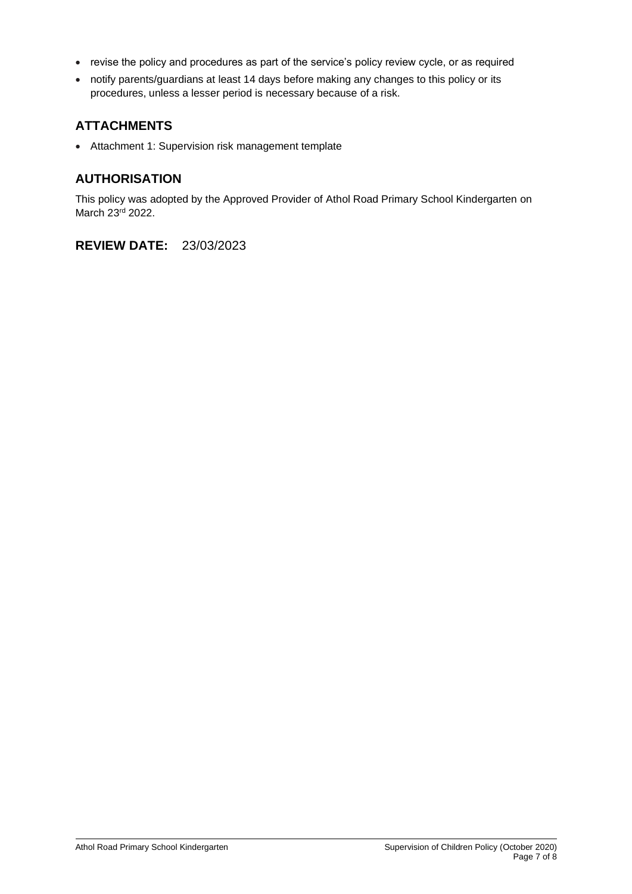- revise the policy and procedures as part of the service's policy review cycle, or as required
- notify parents/guardians at least 14 days before making any changes to this policy or its procedures, unless a lesser period is necessary because of a risk.

## ATTACHMENTS

- Attachment 1: Supervision risk management template

## AUTHORISATION

This policy was adopted by the Approved Provider of Athol Road Primary School Kindergarten on March 23rd 2022.

## REVIEW DATE: 23/03/2023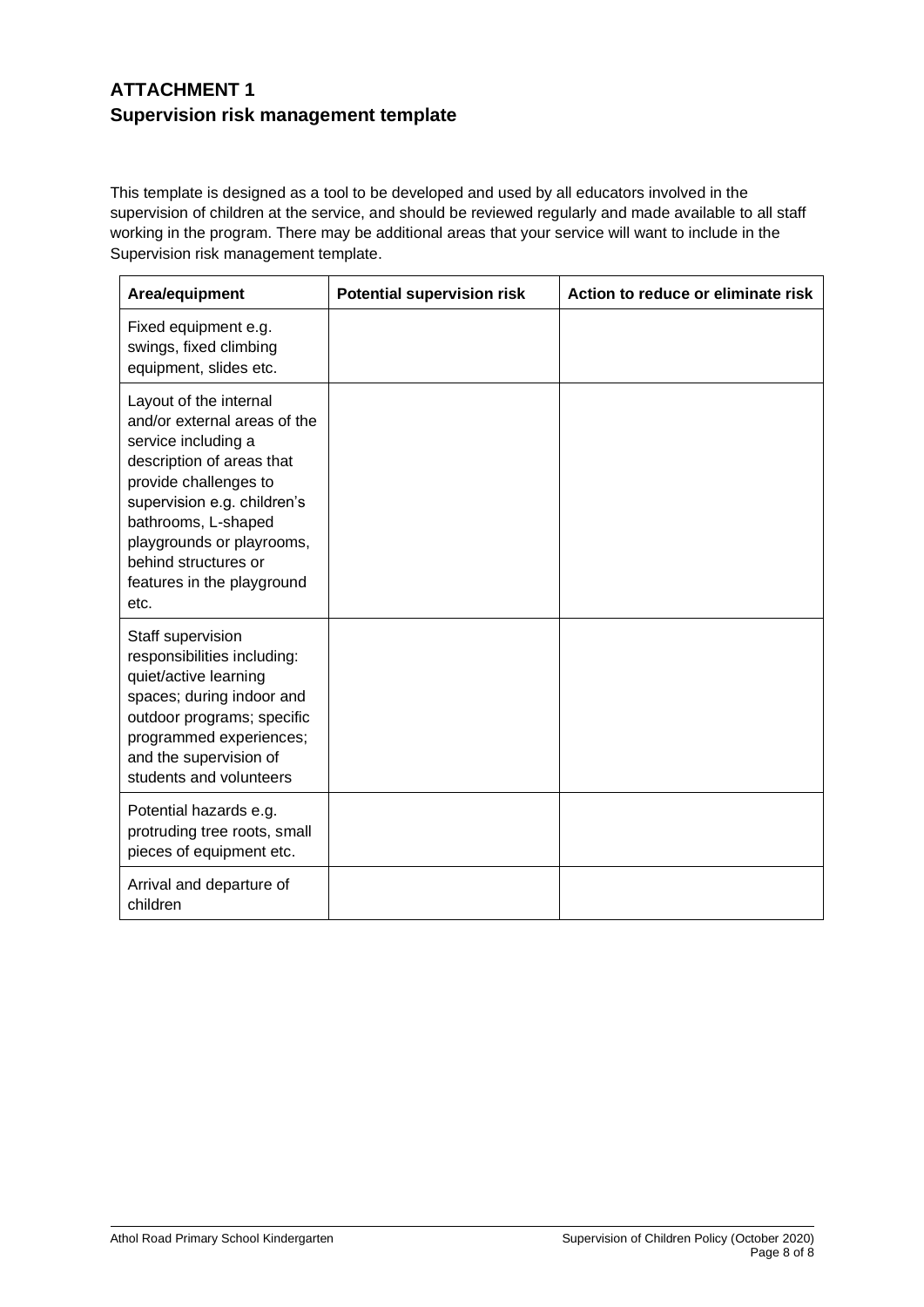## ATTACHMENT 1
## Supervision risk management template

This template is designed as a tool to be developed and used by all educators involved in the supervision of children at the service, and should be reviewed regularly and made available to all staff working in the program. There may be additional areas that your service will want to include in the Supervision risk management template.

| Area/equipment | Potential supervision risk | Action to reduce or eliminate risk |
|---|---|---|
| Fixed equipment e.g. swings, fixed climbing equipment, slides etc. | | |
| Layout of the internal and/or external areas of the service including a description of areas that provide challenges to supervision e.g. children's bathrooms, L-shaped playgrounds or playrooms, behind structures or features in the playground etc. | | |
| Staff supervision responsibilities including: quiet/active learning spaces; during indoor and outdoor programs; specific programmed experiences; and the supervision of students and volunteers | | |
| Potential hazards e.g. protruding tree roots, small pieces of equipment etc. | | |
| Arrival and departure of children | | |